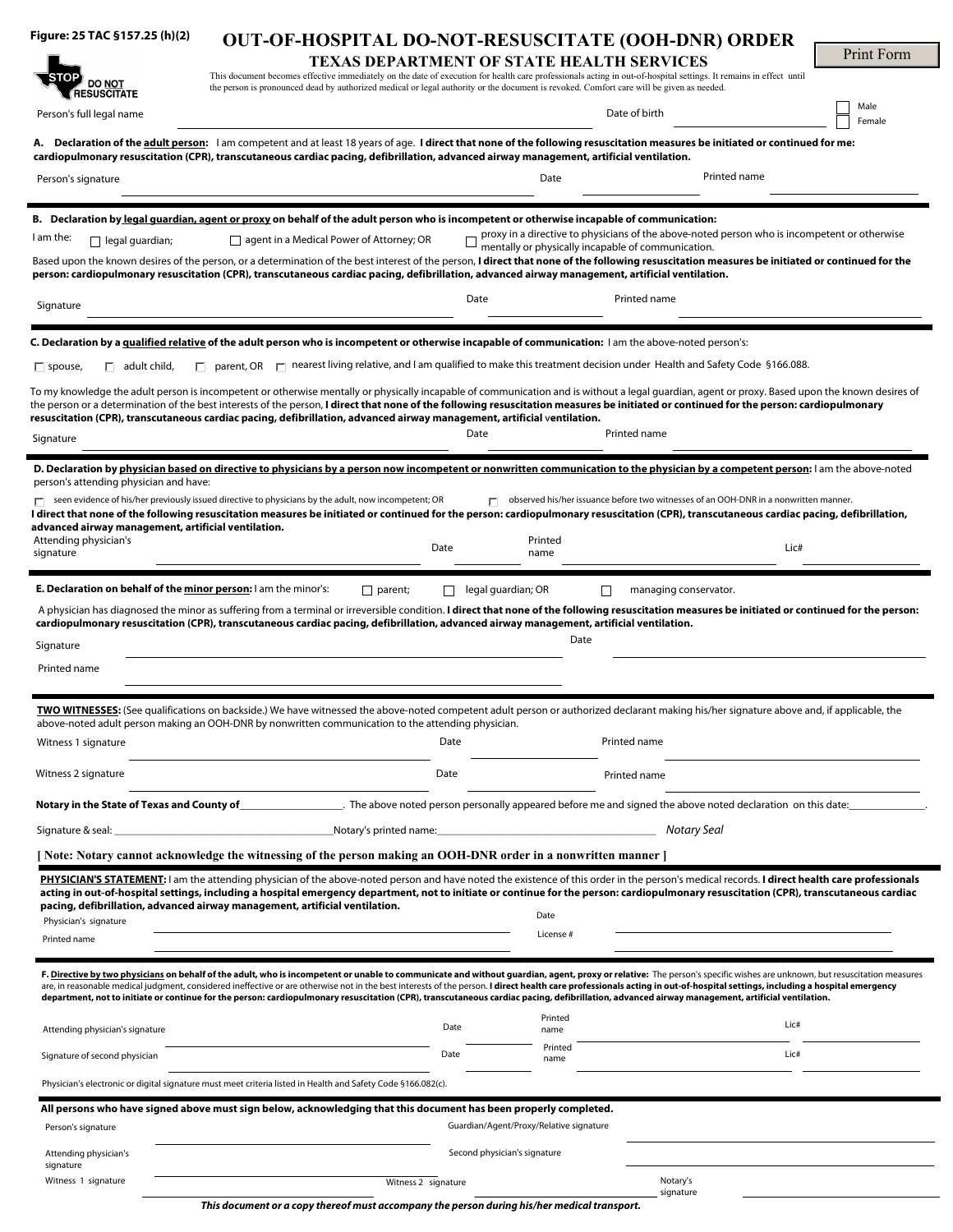Figure: 25 TAC §157.25 (h)(2)

# OUT-OF-HOSPITAL DO-NOT-RESUSCITATE (OOH-DNR) ORDER

## TEXAS DEPARTMENT OF STATE HEALTH SERVICES

Print Form

STOP DO NOT RESUSCITATE

This document becomes effective immediately on the date of execution for health care professionals acting in out-of-hospital settings. It remains in effect until the person is pronounced dead by authorized medical or legal authority or the document is revoked. Comfort care will be given as needed.

Person's full legal name ______________________ Date of birth ______________ ☐ Male ☐ Female

**A. Declaration of the adult person:** I am competent and at least 18 years of age. **I direct that none of the following resuscitation measures be initiated or continued for me: cardiopulmonary resuscitation (CPR), transcutaneous cardiac pacing, defibrillation, advanced airway management, artificial ventilation.**

Person's signature ______________________ Date ______________ Printed name ______________________

---

**B. Declaration by legal guardian, agent or proxy on behalf of the adult person who is incompetent or otherwise incapable of communication:**

I am the: ☐ legal guardian; ☐ agent in a Medical Power of Attorney; OR ☐ proxy in a directive to physicians of the above-noted person who is incompetent or otherwise mentally or physically incapable of communication.

Based upon the known desires of the person, or a determination of the best interest of the person, **I direct that none of the following resuscitation measures be initiated or continued for the person: cardiopulmonary resuscitation (CPR), transcutaneous cardiac pacing, defibrillation, advanced airway management, artificial ventilation.**

Signature ______________________ Date ______________ Printed name ______________________

---

**C. Declaration by a qualified relative of the adult person who is incompetent or otherwise incapable of communication:** I am the above-noted person's:

☐ spouse, ☐ adult child, ☐ parent, OR ☐ nearest living relative, and I am qualified to make this treatment decision under Health and Safety Code §166.088.

To my knowledge the adult person is incompetent or otherwise mentally or physically incapable of communication and is without a legal guardian, agent or proxy. Based upon the known desires of the person or a determination of the best interests of the person, **I direct that none of the following resuscitation measures be initiated or continued for the person: cardiopulmonary resuscitation (CPR), transcutaneous cardiac pacing, defibrillation, advanced airway management, artificial ventilation.**

Signature ______________________ Date ______________ Printed name ______________________

---

**D. Declaration by physician based on directive to physicians by a person now incompetent or nonwritten communication to the physician by a competent person:** I am the above-noted person's attending physician and have:

☐ seen evidence of his/her previously issued directive to physicians by the adult, now incompetent; OR ☐ observed his/her issuance before two witnesses of an OOH-DNR in a nonwritten manner.

**I direct that none of the following resuscitation measures be initiated or continued for the person: cardiopulmonary resuscitation (CPR), transcutaneous cardiac pacing, defibrillation, advanced airway management, artificial ventilation.**

Attending physician's signature ______________________ Date ______________ Printed name ______________________ Lic# ______________

---

**E. Declaration on behalf of the minor person:** I am the minor's: ☐ parent; ☐ legal guardian; OR ☐ managing conservator.

A physician has diagnosed the minor as suffering from a terminal or irreversible condition. **I direct that none of the following resuscitation measures be initiated or continued for the person: cardiopulmonary resuscitation (CPR), transcutaneous cardiac pacing, defibrillation, advanced airway management, artificial ventilation.**

Signature ______________________ Date ______________

Printed name ______________________

---

**TWO WITNESSES:** (See qualifications on backside.) We have witnessed the above-noted competent adult person or authorized declarant making his/her signature above and, if applicable, the above-noted adult person making an OOH-DNR by nonwritten communication to the attending physician.

Witness 1 signature ______________________ Date ______________ Printed name ______________________

Witness 2 signature ______________________ Date ______________ Printed name ______________________

**Notary in the State of Texas and County of**__________________. The above noted person personally appeared before me and signed the above noted declaration on this date:______________.

Signature & seal: ______________________ Notary's printed name: ______________________ *Notary Seal*

**[ Note: Notary cannot acknowledge the witnessing of the person making an OOH-DNR order in a nonwritten manner ]**

---

**PHYSICIAN'S STATEMENT:** I am the attending physician of the above-noted person and have noted the existence of this order in the person's medical records. **I direct health care professionals acting in out-of-hospital settings, including a hospital emergency department, not to initiate or continue for the person: cardiopulmonary resuscitation (CPR), transcutaneous cardiac pacing, defibrillation, advanced airway management, artificial ventilation.**

Physician's signature ______________________ Date ______________

Printed name ______________________ License # ______________

---

**F. Directive by two physicians on behalf of the adult, who is incompetent or unable to communicate and without guardian, agent, proxy or relative:** The person's specific wishes are unknown, but resuscitation measures are, in reasonable medical judgment, considered ineffective or are otherwise not in the best interests of the person. **I direct health care professionals acting in out-of-hospital settings, including a hospital emergency department, not to initiate or continue for the person: cardiopulmonary resuscitation (CPR), transcutaneous cardiac pacing, defibrillation, advanced airway management, artificial ventilation.**

Attending physician's signature ______________________ Date ______________ Printed name ______________________ Lic# ______________

Signature of second physician ______________________ Date ______________ Printed name ______________________ Lic# ______________

Physician's electronic or digital signature must meet criteria listed in Health and Safety Code §166.082(c).

---

**All persons who have signed above must sign below, acknowledging that this document has been properly completed.**

Person's signature ______________________ Guardian/Agent/Proxy/Relative signature ______________________

Attending physician's signature ______________________ Second physician's signature ______________________

Witness 1 signature ______________________ Witness 2 signature ______________________ Notary's signature ______________________

***This document or a copy thereof must accompany the person during his/her medical transport.***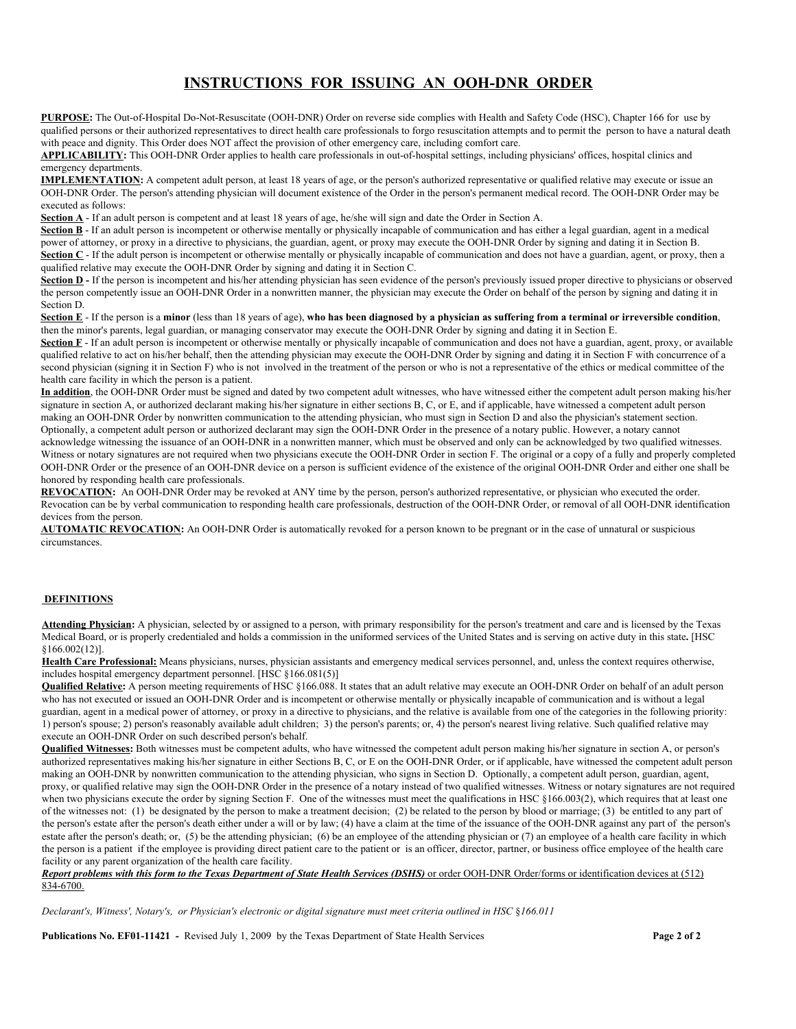# INSTRUCTIONS FOR ISSUING AN OOH-DNR ORDER

**PURPOSE:** The Out-of-Hospital Do-Not-Resuscitate (OOH-DNR) Order on reverse side complies with Health and Safety Code (HSC), Chapter 166 for use by qualified persons or their authorized representatives to direct health care professionals to forgo resuscitation attempts and to permit the person to have a natural death with peace and dignity. This Order does NOT affect the provision of other emergency care, including comfort care.

**APPLICABILITY:** This OOH-DNR Order applies to health care professionals in out-of-hospital settings, including physicians' offices, hospital clinics and emergency departments.

**IMPLEMENTATION:** A competent adult person, at least 18 years of age, or the person's authorized representative or qualified relative may execute or issue an OOH-DNR Order. The person's attending physician will document existence of the Order in the person's permanent medical record. The OOH-DNR Order may be executed as follows:

**Section A** - If an adult person is competent and at least 18 years of age, he/she will sign and date the Order in Section A.

**Section B** - If an adult person is incompetent or otherwise mentally or physically incapable of communication and has either a legal guardian, agent in a medical power of attorney, or proxy in a directive to physicians, the guardian, agent, or proxy may execute the OOH-DNR Order by signing and dating it in Section B.

**Section C** - If the adult person is incompetent or otherwise mentally or physically incapable of communication and does not have a guardian, agent, or proxy, then a qualified relative may execute the OOH-DNR Order by signing and dating it in Section C.

**Section D -** If the person is incompetent and his/her attending physician has seen evidence of the person's previously issued proper directive to physicians or observed the person competently issue an OOH-DNR Order in a nonwritten manner, the physician may execute the Order on behalf of the person by signing and dating it in Section D.

**Section E** - If the person is a **minor** (less than 18 years of age), **who has been diagnosed by a physician as suffering from a terminal or irreversible condition**, then the minor's parents, legal guardian, or managing conservator may execute the OOH-DNR Order by signing and dating it in Section E.

**Section F** - If an adult person is incompetent or otherwise mentally or physically incapable of communication and does not have a guardian, agent, proxy, or available qualified relative to act on his/her behalf, then the attending physician may execute the OOH-DNR Order by signing and dating it in Section F with concurrence of a second physician (signing it in Section F) who is not involved in the treatment of the person or who is not a representative of the ethics or medical committee of the health care facility in which the person is a patient.

**In addition**, the OOH-DNR Order must be signed and dated by two competent adult witnesses, who have witnessed either the competent adult person making his/her signature in section A, or authorized declarant making his/her signature in either sections B, C, or E, and if applicable, have witnessed a competent adult person making an OOH-DNR Order by nonwritten communication to the attending physician, who must sign in Section D and also the physician's statement section. Optionally, a competent adult person or authorized declarant may sign the OOH-DNR Order in the presence of a notary public. However, a notary cannot acknowledge witnessing the issuance of an OOH-DNR in a nonwritten manner, which must be observed and only can be acknowledged by two qualified witnesses. Witness or notary signatures are not required when two physicians execute the OOH-DNR Order in section F. The original or a copy of a fully and properly completed OOH-DNR Order or the presence of an OOH-DNR device on a person is sufficient evidence of the existence of the original OOH-DNR Order and either one shall be honored by responding health care professionals.

**REVOCATION:** An OOH-DNR Order may be revoked at ANY time by the person, person's authorized representative, or physician who executed the order. Revocation can be by verbal communication to responding health care professionals, destruction of the OOH-DNR Order, or removal of all OOH-DNR identification devices from the person.

**AUTOMATIC REVOCATION:** An OOH-DNR Order is automatically revoked for a person known to be pregnant or in the case of unnatural or suspicious circumstances.

## DEFINITIONS

**Attending Physician:** A physician, selected by or assigned to a person, with primary responsibility for the person's treatment and care and is licensed by the Texas Medical Board, or is properly credentialed and holds a commission in the uniformed services of the United States and is serving on active duty in this state**.** [HSC §166.002(12)].

**Health Care Professional:** Means physicians, nurses, physician assistants and emergency medical services personnel, and, unless the context requires otherwise, includes hospital emergency department personnel. [HSC §166.081(5)]

**Qualified Relative:** A person meeting requirements of HSC §166.088. It states that an adult relative may execute an OOH-DNR Order on behalf of an adult person who has not executed or issued an OOH-DNR Order and is incompetent or otherwise mentally or physically incapable of communication and is without a legal guardian, agent in a medical power of attorney, or proxy in a directive to physicians, and the relative is available from one of the categories in the following priority: 1) person's spouse; 2) person's reasonably available adult children; 3) the person's parents; or, 4) the person's nearest living relative. Such qualified relative may execute an OOH-DNR Order on such described person's behalf.

**Qualified Witnesses:** Both witnesses must be competent adults, who have witnessed the competent adult person making his/her signature in section A, or person's authorized representatives making his/her signature in either Sections B, C, or E on the OOH-DNR Order, or if applicable, have witnessed the competent adult person making an OOH-DNR by nonwritten communication to the attending physician, who signs in Section D. Optionally, a competent adult person, guardian, agent, proxy, or qualified relative may sign the OOH-DNR Order in the presence of a notary instead of two qualified witnesses. Witness or notary signatures are not required when two physicians execute the order by signing Section F. One of the witnesses must meet the qualifications in HSC §166.003(2), which requires that at least one of the witnesses not: (1) be designated by the person to make a treatment decision; (2) be related to the person by blood or marriage; (3) be entitled to any part of the person's estate after the person's death either under a will or by law; (4) have a claim at the time of the issuance of the OOH-DNR against any part of the person's estate after the person's death; or, (5) be the attending physician; (6) be an employee of the attending physician or (7) an employee of a health care facility in which the person is a patient if the employee is providing direct patient care to the patient or is an officer, director, partner, or business office employee of the health care facility or any parent organization of the health care facility.

***Report problems with this form to the Texas Department of State Health Services (DSHS)*** or order OOH-DNR Order/forms or identification devices at (512) 834-6700.

*Declarant's, Witness', Notary's, or Physician's electronic or digital signature must meet criteria outlined in HSC §166.011*

**Publications No. EF01-11421 -** Revised July 1, 2009 by the Texas Department of State Health Services